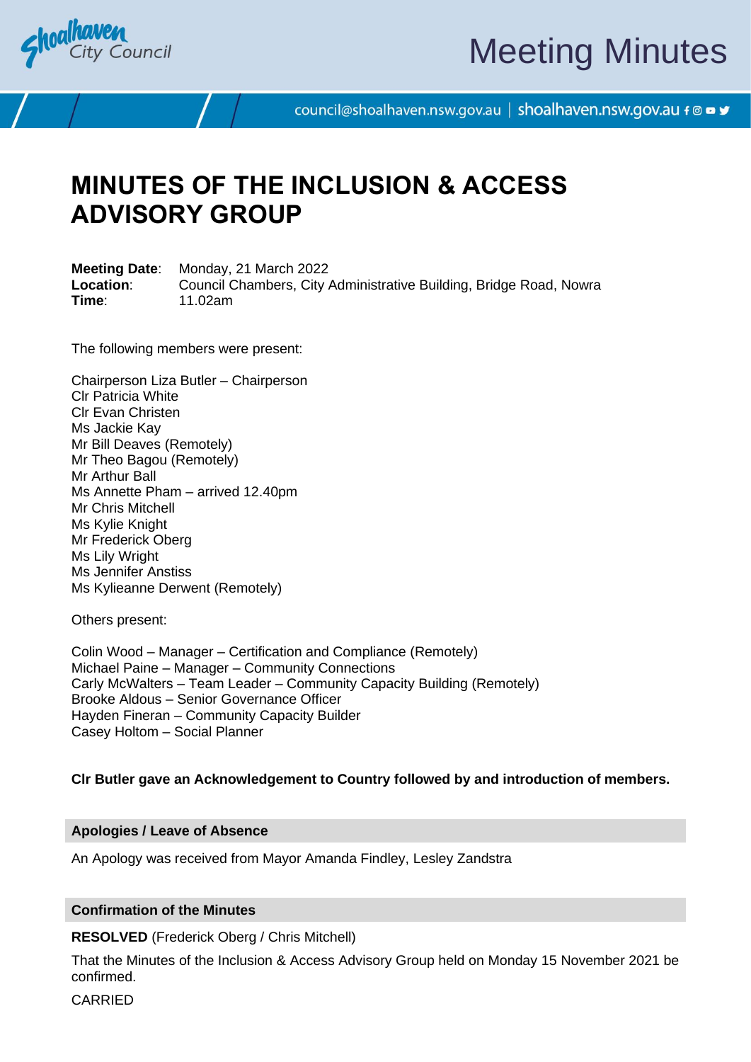# MINUTES OF THE INCLUSION & ACCESS ADVISORY GROUP

**Meeting Date**: Monday, 21 March 2022
**Location**: Council Chambers, City Administrative Building, Bridge Road, Nowra
**Time**: 11.02am

The following members were present:

Chairperson Liza Butler – Chairperson
Clr Patricia White
Clr Evan Christen
Ms Jackie Kay
Mr Bill Deaves (Remotely)
Mr Theo Bagou (Remotely)
Mr Arthur Ball
Ms Annette Pham – arrived 12.40pm
Mr Chris Mitchell
Ms Kylie Knight
Mr Frederick Oberg
Ms Lily Wright
Ms Jennifer Anstiss
Ms Kylieanne Derwent (Remotely)

Others present:

Colin Wood – Manager – Certification and Compliance (Remotely)
Michael Paine – Manager – Community Connections
Carly McWalters – Team Leader – Community Capacity Building (Remotely)
Brooke Aldous – Senior Governance Officer
Hayden Fineran – Community Capacity Builder
Casey Holtom – Social Planner

**Clr Butler gave an Acknowledgement to Country followed by and introduction of members.**

### Apologies / Leave of Absence

An Apology was received from Mayor Amanda Findley, Lesley Zandstra

### Confirmation of the Minutes

**RESOLVED** (Frederick Oberg / Chris Mitchell)

That the Minutes of the Inclusion & Access Advisory Group held on Monday 15 November 2021 be confirmed.

CARRIED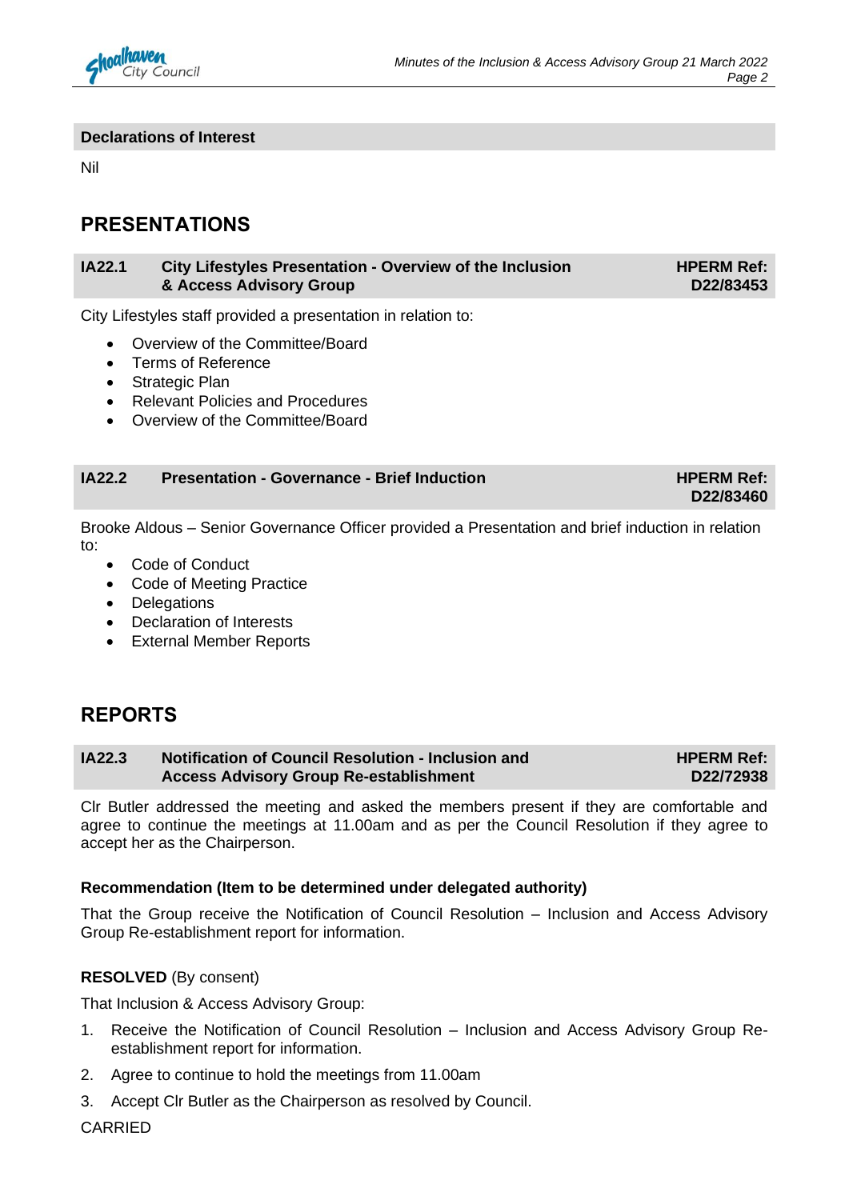### Declarations of Interest

Nil

## PRESENTATIONS

### IA22.1 City Lifestyles Presentation - Overview of the Inclusion & Access Advisory Group — HPERM Ref: D22/83453

City Lifestyles staff provided a presentation in relation to:

- Overview of the Committee/Board
- Terms of Reference
- Strategic Plan
- Relevant Policies and Procedures
- Overview of the Committee/Board

### IA22.2 Presentation - Governance - Brief Induction — HPERM Ref: D22/83460

Brooke Aldous – Senior Governance Officer provided a Presentation and brief induction in relation to:

- Code of Conduct
- Code of Meeting Practice
- Delegations
- Declaration of Interests
- External Member Reports

## REPORTS

### IA22.3 Notification of Council Resolution - Inclusion and Access Advisory Group Re-establishment — HPERM Ref: D22/72938

Clr Butler addressed the meeting and asked the members present if they are comfortable and agree to continue the meetings at 11.00am and as per the Council Resolution if they agree to accept her as the Chairperson.

**Recommendation (Item to be determined under delegated authority)**

That the Group receive the Notification of Council Resolution – Inclusion and Access Advisory Group Re-establishment report for information.

**RESOLVED** (By consent)

That Inclusion & Access Advisory Group:

1. Receive the Notification of Council Resolution – Inclusion and Access Advisory Group Re-establishment report for information.
2. Agree to continue to hold the meetings from 11.00am
3. Accept Clr Butler as the Chairperson as resolved by Council.

CARRIED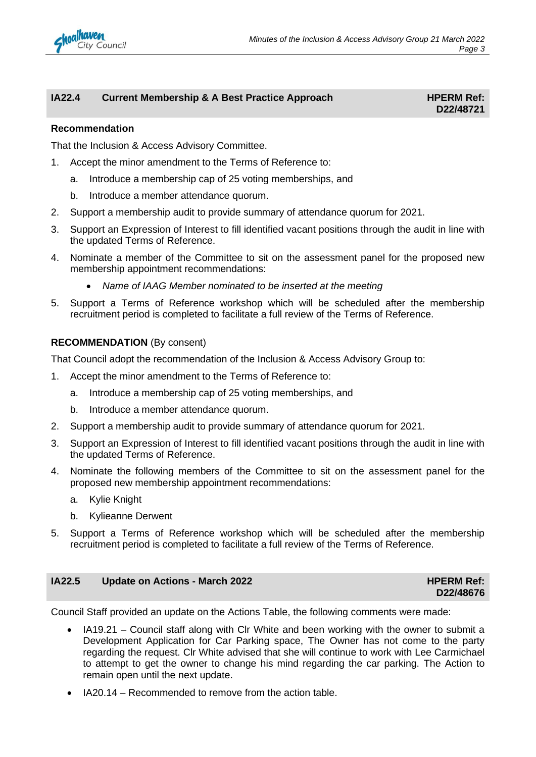## IA22.4 Current Membership & A Best Practice Approach

**HPERM Ref: D22/48721**

**Recommendation**

That the Inclusion & Access Advisory Committee.

1. Accept the minor amendment to the Terms of Reference to:
   a. Introduce a membership cap of 25 voting memberships, and
   b. Introduce a member attendance quorum.
2. Support a membership audit to provide summary of attendance quorum for 2021.
3. Support an Expression of Interest to fill identified vacant positions through the audit in line with the updated Terms of Reference.
4. Nominate a member of the Committee to sit on the assessment panel for the proposed new membership appointment recommendations:
   - *Name of IAAG Member nominated to be inserted at the meeting*
5. Support a Terms of Reference workshop which will be scheduled after the membership recruitment period is completed to facilitate a full review of the Terms of Reference.

**RECOMMENDATION** (By consent)

That Council adopt the recommendation of the Inclusion & Access Advisory Group to:

1. Accept the minor amendment to the Terms of Reference to:
   a. Introduce a membership cap of 25 voting memberships, and
   b. Introduce a member attendance quorum.
2. Support a membership audit to provide summary of attendance quorum for 2021.
3. Support an Expression of Interest to fill identified vacant positions through the audit in line with the updated Terms of Reference.
4. Nominate the following members of the Committee to sit on the assessment panel for the proposed new membership appointment recommendations:
   a. Kylie Knight
   b. Kylieanne Derwent
5. Support a Terms of Reference workshop which will be scheduled after the membership recruitment period is completed to facilitate a full review of the Terms of Reference.

## IA22.5 Update on Actions - March 2022

**HPERM Ref: D22/48676**

Council Staff provided an update on the Actions Table, the following comments were made:

- IA19.21 – Council staff along with Clr White and been working with the owner to submit a Development Application for Car Parking space, The Owner has not come to the party regarding the request. Clr White advised that she will continue to work with Lee Carmichael to attempt to get the owner to change his mind regarding the car parking. The Action to remain open until the next update.
- IA20.14 – Recommended to remove from the action table.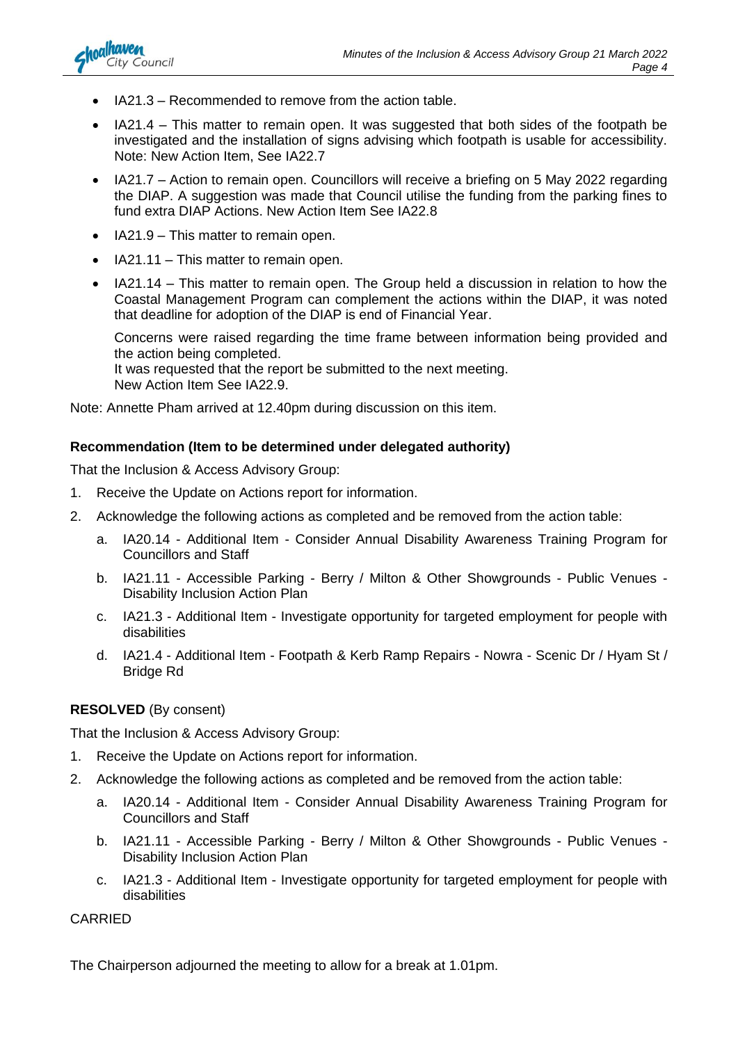- IA21.3 – Recommended to remove from the action table.
- IA21.4 – This matter to remain open. It was suggested that both sides of the footpath be investigated and the installation of signs advising which footpath is usable for accessibility. Note: New Action Item, See IA22.7
- IA21.7 – Action to remain open. Councillors will receive a briefing on 5 May 2022 regarding the DIAP. A suggestion was made that Council utilise the funding from the parking fines to fund extra DIAP Actions. New Action Item See IA22.8
- IA21.9 – This matter to remain open.
- IA21.11 – This matter to remain open.
- IA21.14 – This matter to remain open. The Group held a discussion in relation to how the Coastal Management Program can complement the actions within the DIAP, it was noted that deadline for adoption of the DIAP is end of Financial Year.

  Concerns were raised regarding the time frame between information being provided and the action being completed.
  It was requested that the report be submitted to the next meeting.
  New Action Item See IA22.9.

Note: Annette Pham arrived at 12.40pm during discussion on this item.

**Recommendation (Item to be determined under delegated authority)**

That the Inclusion & Access Advisory Group:

1. Receive the Update on Actions report for information.
2. Acknowledge the following actions as completed and be removed from the action table:
   a. IA20.14 - Additional Item - Consider Annual Disability Awareness Training Program for Councillors and Staff
   b. IA21.11 - Accessible Parking - Berry / Milton & Other Showgrounds - Public Venues - Disability Inclusion Action Plan
   c. IA21.3 - Additional Item - Investigate opportunity for targeted employment for people with disabilities
   d. IA21.4 - Additional Item - Footpath & Kerb Ramp Repairs - Nowra - Scenic Dr / Hyam St / Bridge Rd

**RESOLVED** (By consent)

That the Inclusion & Access Advisory Group:

1. Receive the Update on Actions report for information.
2. Acknowledge the following actions as completed and be removed from the action table:
   a. IA20.14 - Additional Item - Consider Annual Disability Awareness Training Program for Councillors and Staff
   b. IA21.11 - Accessible Parking - Berry / Milton & Other Showgrounds - Public Venues - Disability Inclusion Action Plan
   c. IA21.3 - Additional Item - Investigate opportunity for targeted employment for people with disabilities

CARRIED

The Chairperson adjourned the meeting to allow for a break at 1.01pm.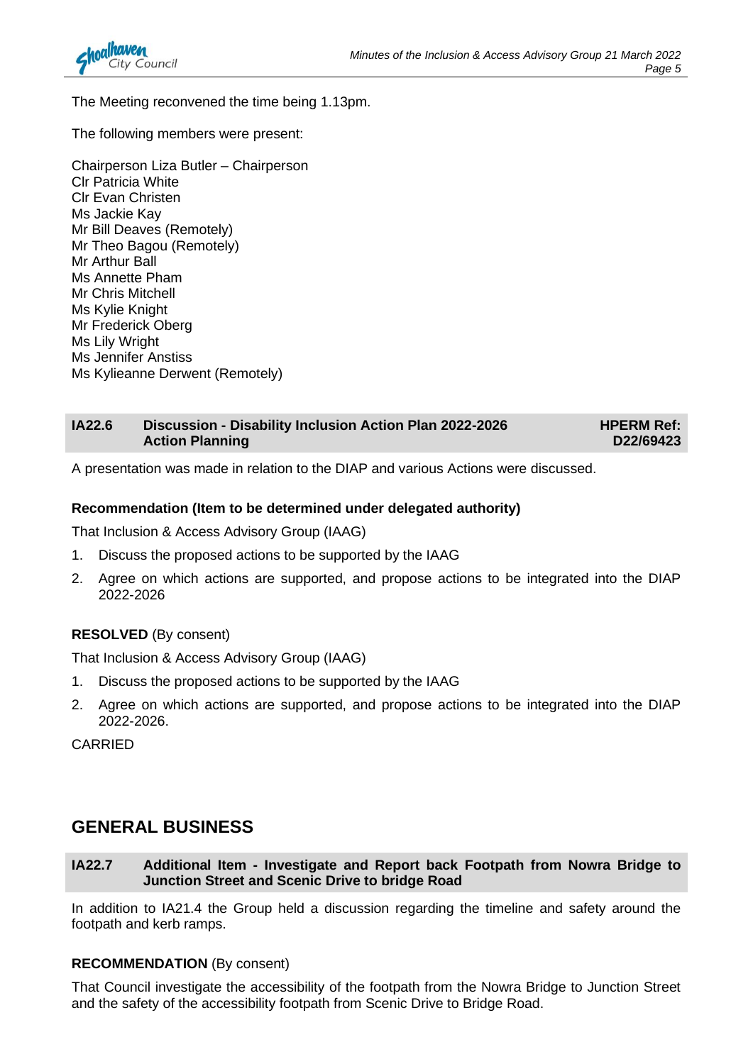The Meeting reconvened the time being 1.13pm.

The following members were present:

Chairperson Liza Butler – Chairperson
Clr Patricia White
Clr Evan Christen
Ms Jackie Kay
Mr Bill Deaves (Remotely)
Mr Theo Bagou (Remotely)
Mr Arthur Ball
Ms Annette Pham
Mr Chris Mitchell
Ms Kylie Knight
Mr Frederick Oberg
Ms Lily Wright
Ms Jennifer Anstiss
Ms Kylieanne Derwent (Remotely)

### IA22.6 Discussion - Disability Inclusion Action Plan 2022-2026 Action Planning — HPERM Ref: D22/69423

A presentation was made in relation to the DIAP and various Actions were discussed.

**Recommendation (Item to be determined under delegated authority)**

That Inclusion & Access Advisory Group (IAAG)

1. Discuss the proposed actions to be supported by the IAAG
2. Agree on which actions are supported, and propose actions to be integrated into the DIAP 2022-2026

**RESOLVED** (By consent)

That Inclusion & Access Advisory Group (IAAG)

1. Discuss the proposed actions to be supported by the IAAG
2. Agree on which actions are supported, and propose actions to be integrated into the DIAP 2022-2026.

CARRIED

## GENERAL BUSINESS

### IA22.7 Additional Item - Investigate and Report back Footpath from Nowra Bridge to Junction Street and Scenic Drive to bridge Road

In addition to IA21.4 the Group held a discussion regarding the timeline and safety around the footpath and kerb ramps.

**RECOMMENDATION** (By consent)

That Council investigate the accessibility of the footpath from the Nowra Bridge to Junction Street and the safety of the accessibility footpath from Scenic Drive to Bridge Road.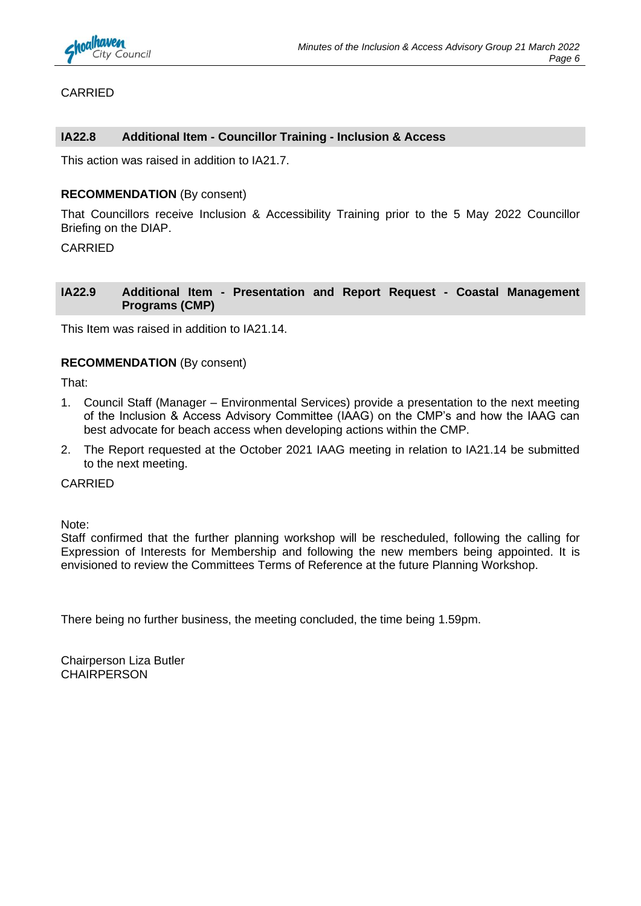CARRIED

## IA22.8 Additional Item - Councillor Training - Inclusion & Access

This action was raised in addition to IA21.7.

**RECOMMENDATION** (By consent)

That Councillors receive Inclusion & Accessibility Training prior to the 5 May 2022 Councillor Briefing on the DIAP.

CARRIED

## IA22.9 Additional Item - Presentation and Report Request - Coastal Management Programs (CMP)

This Item was raised in addition to IA21.14.

**RECOMMENDATION** (By consent)

That:

1. Council Staff (Manager – Environmental Services) provide a presentation to the next meeting of the Inclusion & Access Advisory Committee (IAAG) on the CMP's and how the IAAG can best advocate for beach access when developing actions within the CMP.
2. The Report requested at the October 2021 IAAG meeting in relation to IA21.14 be submitted to the next meeting.

CARRIED

Note:
Staff confirmed that the further planning workshop will be rescheduled, following the calling for Expression of Interests for Membership and following the new members being appointed. It is envisioned to review the Committees Terms of Reference at the future Planning Workshop.

There being no further business, the meeting concluded, the time being 1.59pm.

Chairperson Liza Butler
CHAIRPERSON